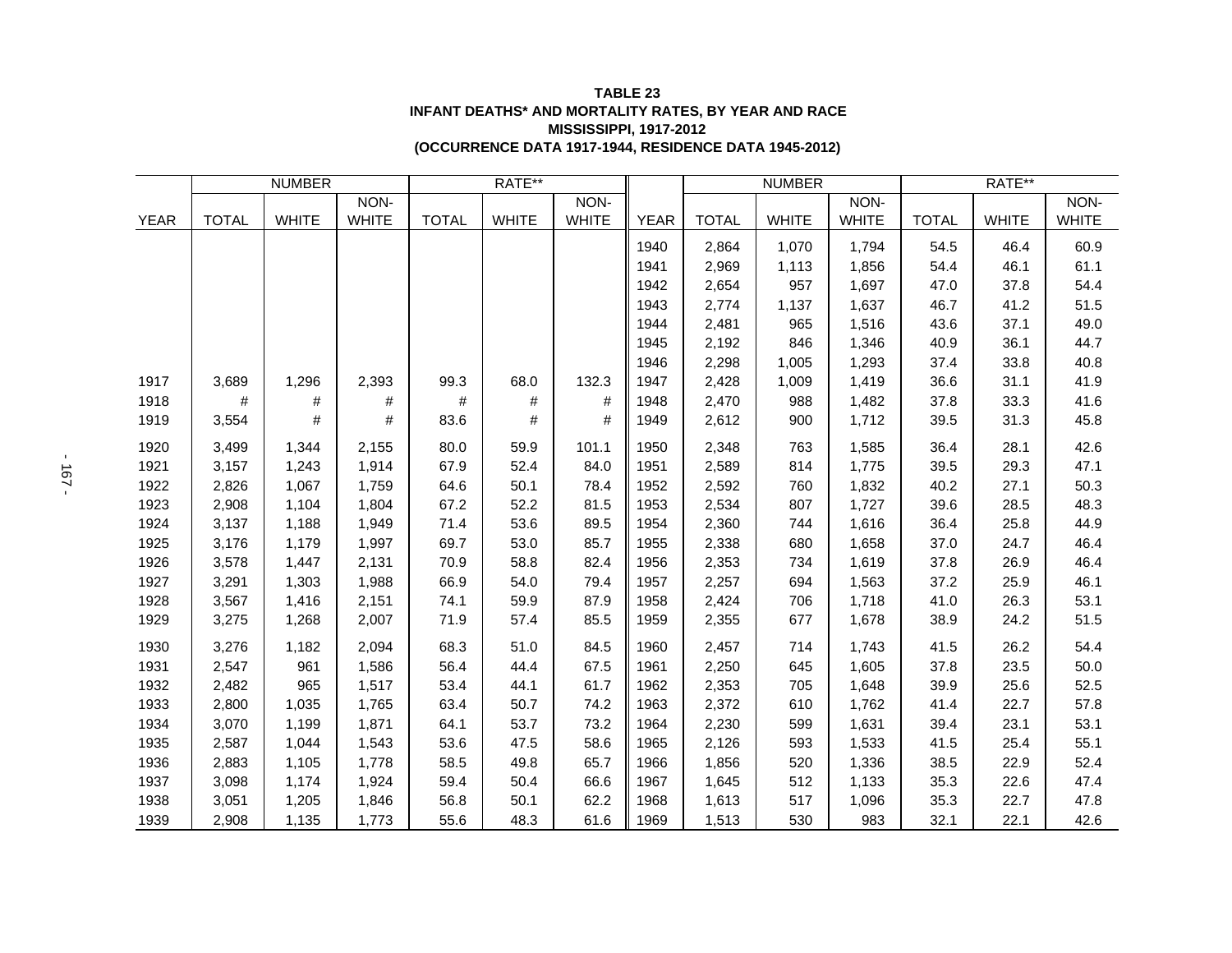**TABLE 23**
**INFANT DEATHS* AND MORTALITY RATES, BY YEAR AND RACE**
**MISSISSIPPI, 1917-2012**
**(OCCURRENCE DATA 1917-1944, RESIDENCE DATA 1945-2012)**

| | NUMBER | | | RATE** | | | | NUMBER | | | RATE** | | |
|---|---|---|---|---|---|---|---|---|---|---|---|---|---|
| YEAR | TOTAL | WHITE | NON-WHITE | TOTAL | WHITE | NON-WHITE | YEAR | TOTAL | WHITE | NON-WHITE | TOTAL | WHITE | NON-WHITE |
| | | | | | | | 1940 | 2,864 | 1,070 | 1,794 | 54.5 | 46.4 | 60.9 |
| | | | | | | | 1941 | 2,969 | 1,113 | 1,856 | 54.4 | 46.1 | 61.1 |
| | | | | | | | 1942 | 2,654 | 957 | 1,697 | 47.0 | 37.8 | 54.4 |
| | | | | | | | 1943 | 2,774 | 1,137 | 1,637 | 46.7 | 41.2 | 51.5 |
| | | | | | | | 1944 | 2,481 | 965 | 1,516 | 43.6 | 37.1 | 49.0 |
| | | | | | | | 1945 | 2,192 | 846 | 1,346 | 40.9 | 36.1 | 44.7 |
| | | | | | | | 1946 | 2,298 | 1,005 | 1,293 | 37.4 | 33.8 | 40.8 |
| 1917 | 3,689 | 1,296 | 2,393 | 99.3 | 68.0 | 132.3 | 1947 | 2,428 | 1,009 | 1,419 | 36.6 | 31.1 | 41.9 |
| 1918 | # | # | # | # | # | # | 1948 | 2,470 | 988 | 1,482 | 37.8 | 33.3 | 41.6 |
| 1919 | 3,554 | # | # | 83.6 | # | # | 1949 | 2,612 | 900 | 1,712 | 39.5 | 31.3 | 45.8 |
| 1920 | 3,499 | 1,344 | 2,155 | 80.0 | 59.9 | 101.1 | 1950 | 2,348 | 763 | 1,585 | 36.4 | 28.1 | 42.6 |
| 1921 | 3,157 | 1,243 | 1,914 | 67.9 | 52.4 | 84.0 | 1951 | 2,589 | 814 | 1,775 | 39.5 | 29.3 | 47.1 |
| 1922 | 2,826 | 1,067 | 1,759 | 64.6 | 50.1 | 78.4 | 1952 | 2,592 | 760 | 1,832 | 40.2 | 27.1 | 50.3 |
| 1923 | 2,908 | 1,104 | 1,804 | 67.2 | 52.2 | 81.5 | 1953 | 2,534 | 807 | 1,727 | 39.6 | 28.5 | 48.3 |
| 1924 | 3,137 | 1,188 | 1,949 | 71.4 | 53.6 | 89.5 | 1954 | 2,360 | 744 | 1,616 | 36.4 | 25.8 | 44.9 |
| 1925 | 3,176 | 1,179 | 1,997 | 69.7 | 53.0 | 85.7 | 1955 | 2,338 | 680 | 1,658 | 37.0 | 24.7 | 46.4 |
| 1926 | 3,578 | 1,447 | 2,131 | 70.9 | 58.8 | 82.4 | 1956 | 2,353 | 734 | 1,619 | 37.8 | 26.9 | 46.4 |
| 1927 | 3,291 | 1,303 | 1,988 | 66.9 | 54.0 | 79.4 | 1957 | 2,257 | 694 | 1,563 | 37.2 | 25.9 | 46.1 |
| 1928 | 3,567 | 1,416 | 2,151 | 74.1 | 59.9 | 87.9 | 1958 | 2,424 | 706 | 1,718 | 41.0 | 26.3 | 53.1 |
| 1929 | 3,275 | 1,268 | 2,007 | 71.9 | 57.4 | 85.5 | 1959 | 2,355 | 677 | 1,678 | 38.9 | 24.2 | 51.5 |
| 1930 | 3,276 | 1,182 | 2,094 | 68.3 | 51.0 | 84.5 | 1960 | 2,457 | 714 | 1,743 | 41.5 | 26.2 | 54.4 |
| 1931 | 2,547 | 961 | 1,586 | 56.4 | 44.4 | 67.5 | 1961 | 2,250 | 645 | 1,605 | 37.8 | 23.5 | 50.0 |
| 1932 | 2,482 | 965 | 1,517 | 53.4 | 44.1 | 61.7 | 1962 | 2,353 | 705 | 1,648 | 39.9 | 25.6 | 52.5 |
| 1933 | 2,800 | 1,035 | 1,765 | 63.4 | 50.7 | 74.2 | 1963 | 2,372 | 610 | 1,762 | 41.4 | 22.7 | 57.8 |
| 1934 | 3,070 | 1,199 | 1,871 | 64.1 | 53.7 | 73.2 | 1964 | 2,230 | 599 | 1,631 | 39.4 | 23.1 | 53.1 |
| 1935 | 2,587 | 1,044 | 1,543 | 53.6 | 47.5 | 58.6 | 1965 | 2,126 | 593 | 1,533 | 41.5 | 25.4 | 55.1 |
| 1936 | 2,883 | 1,105 | 1,778 | 58.5 | 49.8 | 65.7 | 1966 | 1,856 | 520 | 1,336 | 38.5 | 22.9 | 52.4 |
| 1937 | 3,098 | 1,174 | 1,924 | 59.4 | 50.4 | 66.6 | 1967 | 1,645 | 512 | 1,133 | 35.3 | 22.6 | 47.4 |
| 1938 | 3,051 | 1,205 | 1,846 | 56.8 | 50.1 | 62.2 | 1968 | 1,613 | 517 | 1,096 | 35.3 | 22.7 | 47.8 |
| 1939 | 2,908 | 1,135 | 1,773 | 55.6 | 48.3 | 61.6 | 1969 | 1,513 | 530 | 983 | 32.1 | 22.1 | 42.6 |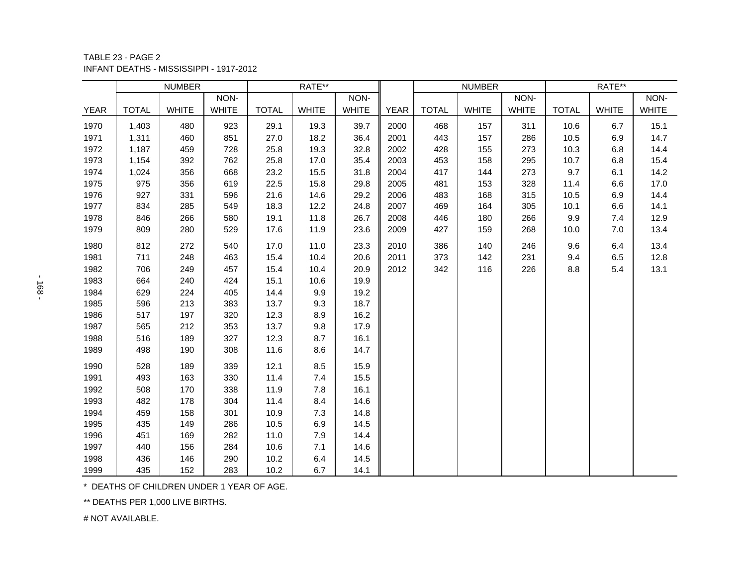TABLE 23 - PAGE 2

INFANT DEATHS - MISSISSIPPI - 1917-2012

| | NUMBER | | | RATE** | | | | NUMBER | | | RATE** | | |
|---|---|---|---|---|---|---|---|---|---|---|---|---|---|
| YEAR | TOTAL | WHITE | NON-WHITE | TOTAL | WHITE | NON-WHITE | YEAR | TOTAL | WHITE | NON-WHITE | TOTAL | WHITE | NON-WHITE |
| 1970 | 1,403 | 480 | 923 | 29.1 | 19.3 | 39.7 | 2000 | 468 | 157 | 311 | 10.6 | 6.7 | 15.1 |
| 1971 | 1,311 | 460 | 851 | 27.0 | 18.2 | 36.4 | 2001 | 443 | 157 | 286 | 10.5 | 6.9 | 14.7 |
| 1972 | 1,187 | 459 | 728 | 25.8 | 19.3 | 32.8 | 2002 | 428 | 155 | 273 | 10.3 | 6.8 | 14.4 |
| 1973 | 1,154 | 392 | 762 | 25.8 | 17.0 | 35.4 | 2003 | 453 | 158 | 295 | 10.7 | 6.8 | 15.4 |
| 1974 | 1,024 | 356 | 668 | 23.2 | 15.5 | 31.8 | 2004 | 417 | 144 | 273 | 9.7 | 6.1 | 14.2 |
| 1975 | 975 | 356 | 619 | 22.5 | 15.8 | 29.8 | 2005 | 481 | 153 | 328 | 11.4 | 6.6 | 17.0 |
| 1976 | 927 | 331 | 596 | 21.6 | 14.6 | 29.2 | 2006 | 483 | 168 | 315 | 10.5 | 6.9 | 14.4 |
| 1977 | 834 | 285 | 549 | 18.3 | 12.2 | 24.8 | 2007 | 469 | 164 | 305 | 10.1 | 6.6 | 14.1 |
| 1978 | 846 | 266 | 580 | 19.1 | 11.8 | 26.7 | 2008 | 446 | 180 | 266 | 9.9 | 7.4 | 12.9 |
| 1979 | 809 | 280 | 529 | 17.6 | 11.9 | 23.6 | 2009 | 427 | 159 | 268 | 10.0 | 7.0 | 13.4 |
| 1980 | 812 | 272 | 540 | 17.0 | 11.0 | 23.3 | 2010 | 386 | 140 | 246 | 9.6 | 6.4 | 13.4 |
| 1981 | 711 | 248 | 463 | 15.4 | 10.4 | 20.6 | 2011 | 373 | 142 | 231 | 9.4 | 6.5 | 12.8 |
| 1982 | 706 | 249 | 457 | 15.4 | 10.4 | 20.9 | 2012 | 342 | 116 | 226 | 8.8 | 5.4 | 13.1 |
| 1983 | 664 | 240 | 424 | 15.1 | 10.6 | 19.9 | | | | | | | |
| 1984 | 629 | 224 | 405 | 14.4 | 9.9 | 19.2 | | | | | | | |
| 1985 | 596 | 213 | 383 | 13.7 | 9.3 | 18.7 | | | | | | | |
| 1986 | 517 | 197 | 320 | 12.3 | 8.9 | 16.2 | | | | | | | |
| 1987 | 565 | 212 | 353 | 13.7 | 9.8 | 17.9 | | | | | | | |
| 1988 | 516 | 189 | 327 | 12.3 | 8.7 | 16.1 | | | | | | | |
| 1989 | 498 | 190 | 308 | 11.6 | 8.6 | 14.7 | | | | | | | |
| 1990 | 528 | 189 | 339 | 12.1 | 8.5 | 15.9 | | | | | | | |
| 1991 | 493 | 163 | 330 | 11.4 | 7.4 | 15.5 | | | | | | | |
| 1992 | 508 | 170 | 338 | 11.9 | 7.8 | 16.1 | | | | | | | |
| 1993 | 482 | 178 | 304 | 11.4 | 8.4 | 14.6 | | | | | | | |
| 1994 | 459 | 158 | 301 | 10.9 | 7.3 | 14.8 | | | | | | | |
| 1995 | 435 | 149 | 286 | 10.5 | 6.9 | 14.5 | | | | | | | |
| 1996 | 451 | 169 | 282 | 11.0 | 7.9 | 14.4 | | | | | | | |
| 1997 | 440 | 156 | 284 | 10.6 | 7.1 | 14.6 | | | | | | | |
| 1998 | 436 | 146 | 290 | 10.2 | 6.4 | 14.5 | | | | | | | |
| 1999 | 435 | 152 | 283 | 10.2 | 6.7 | 14.1 | | | | | | | |

* DEATHS OF CHILDREN UNDER 1 YEAR OF AGE.

** DEATHS PER 1,000 LIVE BIRTHS.

# NOT AVAILABLE.